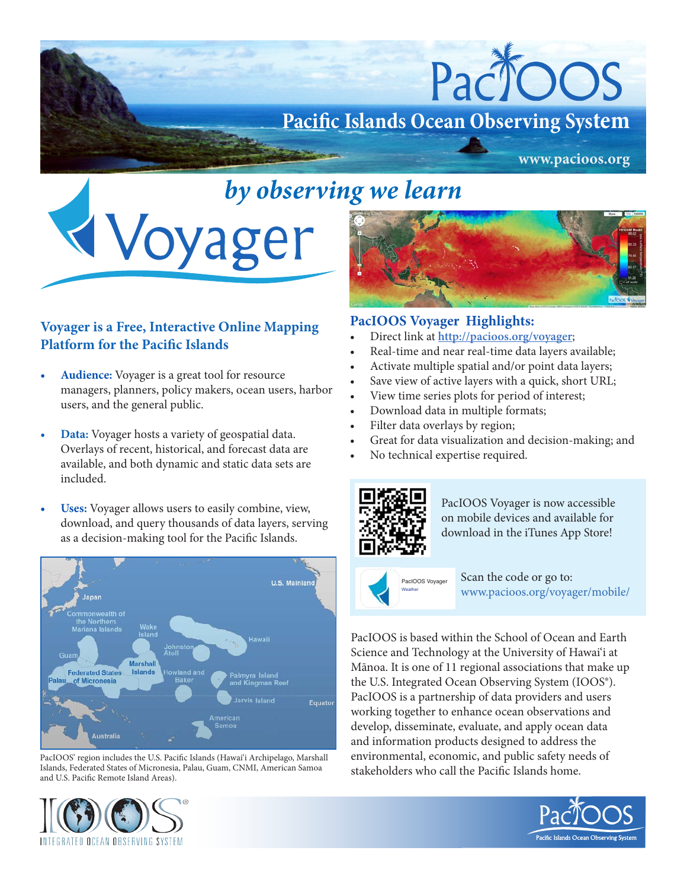# PacIOOS

## Pacific Islands Ocean Observing System

www.pacioos.org

*by observing we learn*

# Voyager

## Voyager is a Free, Interactive Online Mapping Platform for the Pacific Islands

- **Audience:** Voyager is a great tool for resource managers, planners, policy makers, ocean users, harbor users, and the general public.
- **Data:** Voyager hosts a variety of geospatial data. Overlays of recent, historical, and forecast data are available, and both dynamic and static data sets are included.
- **Uses:** Voyager allows users to easily combine, view, download, and query thousands of data layers, serving as a decision-making tool for the Pacific Islands.

PacIOOS' region includes the U.S. Pacific Islands (Hawai'i Archipelago, Marshall Islands, Federated States of Micronesia, Palau, Guam, CNMI, American Samoa and U.S. Pacific Remote Island Areas).

## PacIOOS Voyager Highlights:

- Direct link at http://pacioos.org/voyager;
- Real-time and near real-time data layers available;
- Activate multiple spatial and/or point data layers;
- Save view of active layers with a quick, short URL;
- View time series plots for period of interest;
- Download data in multiple formats;
- Filter data overlays by region;
- Great for data visualization and decision-making; and
- No technical expertise required.

PacIOOS Voyager is now accessible on mobile devices and available for download in the iTunes App Store!

Scan the code or go to: www.pacioos.org/voyager/mobile/

PacIOOS is based within the School of Ocean and Earth Science and Technology at the University of Hawai'i at Mānoa. It is one of 11 regional associations that make up the U.S. Integrated Ocean Observing System (IOOS®). PacIOOS is a partnership of data providers and users working together to enhance ocean observations and develop, disseminate, evaluate, and apply ocean data and information products designed to address the environmental, economic, and public safety needs of stakeholders who call the Pacific Islands home.

INTEGRATED OCEAN OBSERVING SYSTEM

PacIOOS – Pacific Islands Ocean Observing System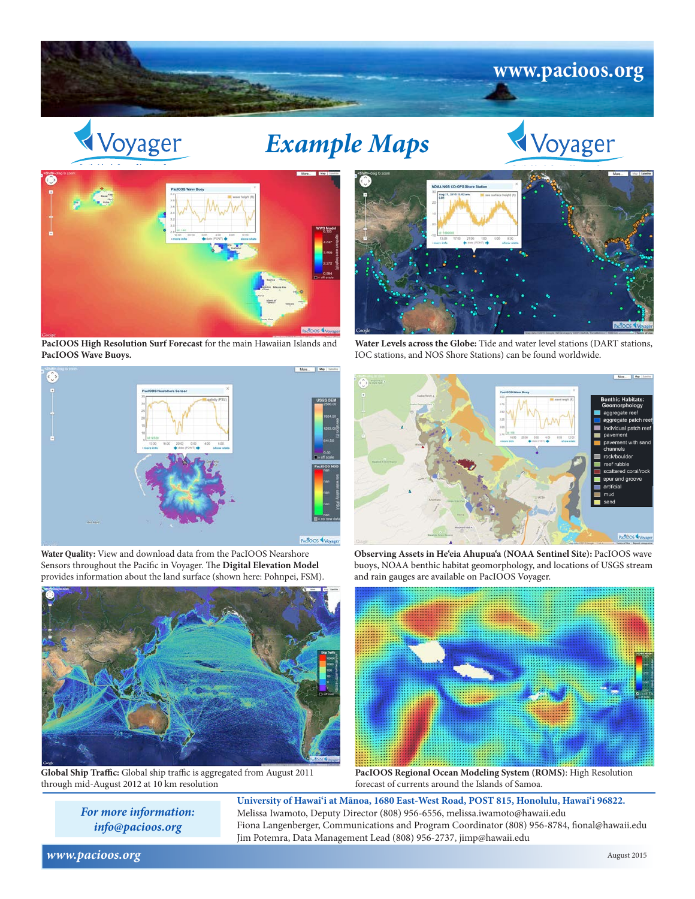# Example Maps

**PacIOOS High Resolution Surf Forecast** for the main Hawaiian Islands and **PacIOOS Wave Buoys.**

**Water Levels across the Globe:** Tide and water level stations (DART stations, IOC stations, and NOS Shore Stations) can be found worldwide.

**Water Quality:** View and download data from the PacIOOS Nearshore Sensors throughout the Pacific in Voyager. The **Digital Elevation Model** provides information about the land surface (shown here: Pohnpei, FSM).

**Observing Assets in He'eia Ahupua'a (NOAA Sentinel Site):** PacIOOS wave buoys, NOAA benthic habitat geomorphology, and locations of USGS stream and rain gauges are available on PacIOOS Voyager.

**Global Ship Traffic:** Global ship traffic is aggregated from August 2011 through mid-August 2012 at 10 km resolution

**PacIOOS Regional Ocean Modeling System (ROMS)**: High Resolution forecast of currents around the Islands of Samoa.

*For more information: info@pacioos.org*

**University of Hawai'i at Mānoa, 1680 East-West Road, POST 815, Honolulu, Hawai'i 96822.**
Melissa Iwamoto, Deputy Director (808) 956-6556, melissa.iwamoto@hawaii.edu
Fiona Langenberger, Communications and Program Coordinator (808) 956-8784, fional@hawaii.edu
Jim Potemra, Data Management Lead (808) 956-2737, jimp@hawaii.edu

*www.pacioos.org*

August 2015